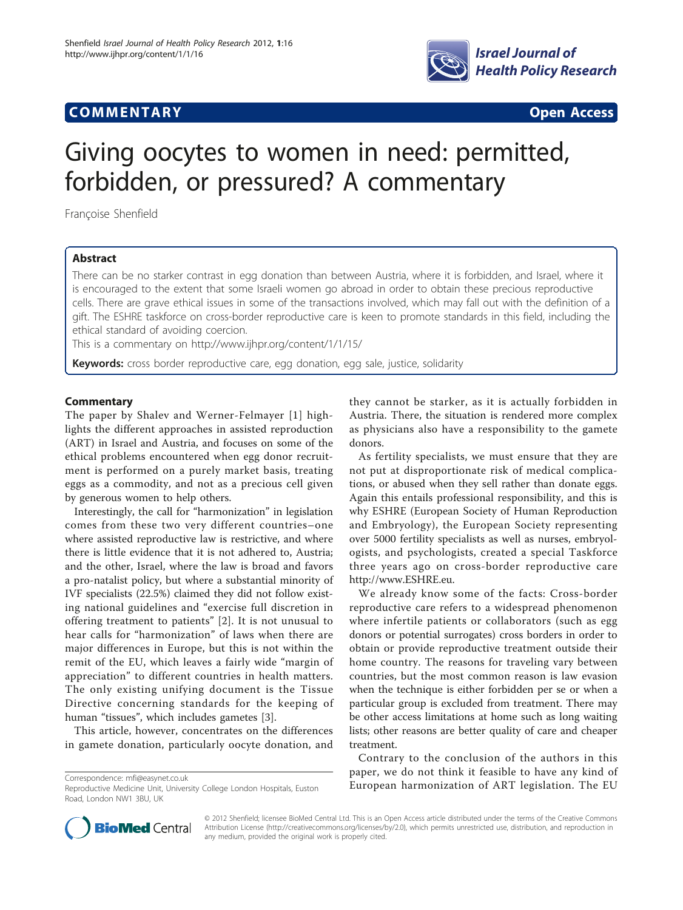**COMMENTARY** **Open Access**

# Giving oocytes to women in need: permitted, forbidden, or pressured? A commentary

Françoise Shenfield

## Abstract

There can be no starker contrast in egg donation than between Austria, where it is forbidden, and Israel, where it is encouraged to the extent that some Israeli women go abroad in order to obtain these precious reproductive cells. There are grave ethical issues in some of the transactions involved, which may fall out with the definition of a gift. The ESHRE taskforce on cross-border reproductive care is keen to promote standards in this field, including the ethical standard of avoiding coercion.

This is a commentary on http://www.ijhpr.org/content/1/1/15/

**Keywords:** cross border reproductive care, egg donation, egg sale, justice, solidarity

## Commentary

The paper by Shalev and Werner-Felmayer [1] highlights the different approaches in assisted reproduction (ART) in Israel and Austria, and focuses on some of the ethical problems encountered when egg donor recruitment is performed on a purely market basis, treating eggs as a commodity, and not as a precious cell given by generous women to help others.

Interestingly, the call for "harmonization" in legislation comes from these two very different countries–one where assisted reproductive law is restrictive, and where there is little evidence that it is not adhered to, Austria; and the other, Israel, where the law is broad and favors a pro-natalist policy, but where a substantial minority of IVF specialists (22.5%) claimed they did not follow existing national guidelines and "exercise full discretion in offering treatment to patients" [2]. It is not unusual to hear calls for "harmonization" of laws when there are major differences in Europe, but this is not within the remit of the EU, which leaves a fairly wide "margin of appreciation" to different countries in health matters. The only existing unifying document is the Tissue Directive concerning standards for the keeping of human "tissues", which includes gametes [3].

This article, however, concentrates on the differences in gamete donation, particularly oocyte donation, and they cannot be starker, as it is actually forbidden in Austria. There, the situation is rendered more complex as physicians also have a responsibility to the gamete donors.

As fertility specialists, we must ensure that they are not put at disproportionate risk of medical complications, or abused when they sell rather than donate eggs. Again this entails professional responsibility, and this is why ESHRE (European Society of Human Reproduction and Embryology), the European Society representing over 5000 fertility specialists as well as nurses, embryologists, and psychologists, created a special Taskforce three years ago on cross-border reproductive care http://www.ESHRE.eu.

We already know some of the facts: Cross-border reproductive care refers to a widespread phenomenon where infertile patients or collaborators (such as egg donors or potential surrogates) cross borders in order to obtain or provide reproductive treatment outside their home country. The reasons for traveling vary between countries, but the most common reason is law evasion when the technique is either forbidden per se or when a particular group is excluded from treatment. There may be other access limitations at home such as long waiting lists; other reasons are better quality of care and cheaper treatment.

Contrary to the conclusion of the authors in this paper, we do not think it feasible to have any kind of European harmonization of ART legislation. The EU

Correspondence: mfi@easynet.co.uk
Reproductive Medicine Unit, University College London Hospitals, Euston Road, London NW1 3BU, UK

© 2012 Shenfield; licensee BioMed Central Ltd. This is an Open Access article distributed under the terms of the Creative Commons Attribution License (http://creativecommons.org/licenses/by/2.0), which permits unrestricted use, distribution, and reproduction in any medium, provided the original work is properly cited.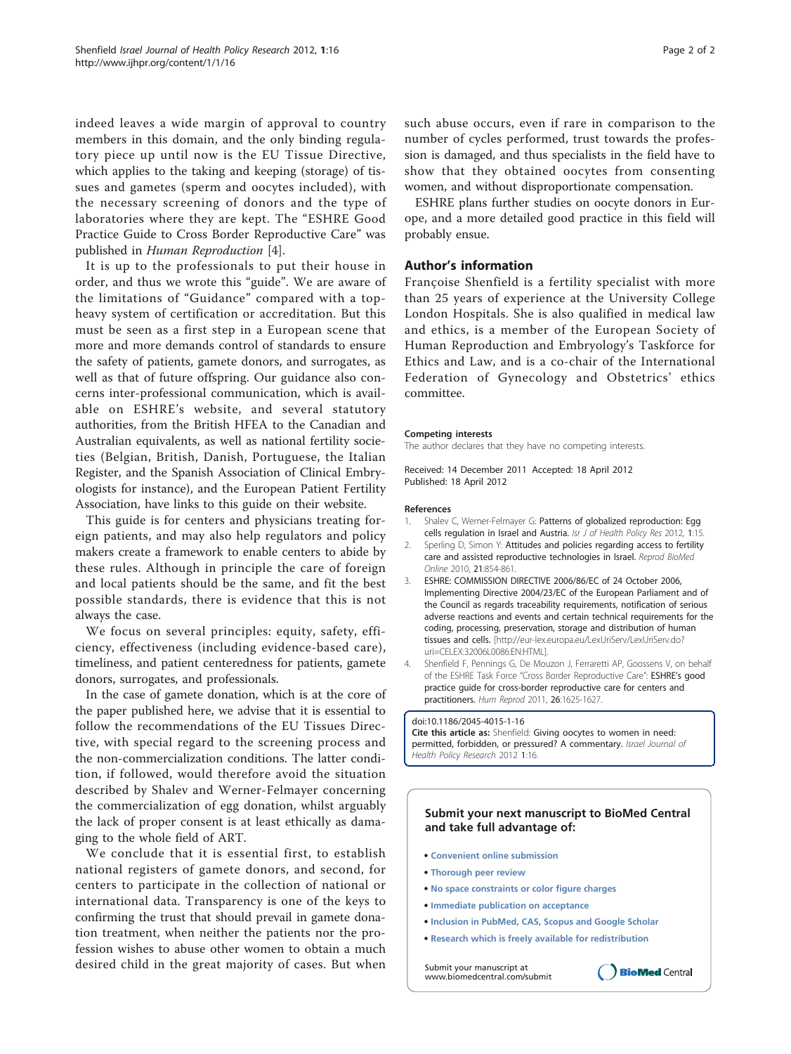indeed leaves a wide margin of approval to country members in this domain, and the only binding regulatory piece up until now is the EU Tissue Directive, which applies to the taking and keeping (storage) of tissues and gametes (sperm and oocytes included), with the necessary screening of donors and the type of laboratories where they are kept. The "ESHRE Good Practice Guide to Cross Border Reproductive Care" was published in *Human Reproduction* [4].

It is up to the professionals to put their house in order, and thus we wrote this "guide". We are aware of the limitations of "Guidance" compared with a top-heavy system of certification or accreditation. But this must be seen as a first step in a European scene that more and more demands control of standards to ensure the safety of patients, gamete donors, and surrogates, as well as that of future offspring. Our guidance also concerns inter-professional communication, which is available on ESHRE's website, and several statutory authorities, from the British HFEA to the Canadian and Australian equivalents, as well as national fertility societies (Belgian, British, Danish, Portuguese, the Italian Register, and the Spanish Association of Clinical Embryologists for instance), and the European Patient Fertility Association, have links to this guide on their website.

This guide is for centers and physicians treating foreign patients, and may also help regulators and policy makers create a framework to enable centers to abide by these rules. Although in principle the care of foreign and local patients should be the same, and fit the best possible standards, there is evidence that this is not always the case.

We focus on several principles: equity, safety, efficiency, effectiveness (including evidence-based care), timeliness, and patient centeredness for patients, gamete donors, surrogates, and professionals.

In the case of gamete donation, which is at the core of the paper published here, we advise that it is essential to follow the recommendations of the EU Tissues Directive, with special regard to the screening process and the non-commercialization conditions. The latter condition, if followed, would therefore avoid the situation described by Shalev and Werner-Felmayer concerning the commercialization of egg donation, whilst arguably the lack of proper consent is at least ethically as damaging to the whole field of ART.

We conclude that it is essential first, to establish national registers of gamete donors, and second, for centers to participate in the collection of national or international data. Transparency is one of the keys to confirming the trust that should prevail in gamete donation treatment, when neither the patients nor the profession wishes to abuse other women to obtain a much desired child in the great majority of cases. But when such abuse occurs, even if rare in comparison to the number of cycles performed, trust towards the profession is damaged, and thus specialists in the field have to show that they obtained oocytes from consenting women, and without disproportionate compensation.

ESHRE plans further studies on oocyte donors in Europe, and a more detailed good practice in this field will probably ensue.

## Author's information

Françoise Shenfield is a fertility specialist with more than 25 years of experience at the University College London Hospitals. She is also qualified in medical law and ethics, is a member of the European Society of Human Reproduction and Embryology's Taskforce for Ethics and Law, and is a co-chair of the International Federation of Gynecology and Obstetrics' ethics committee.

#### Competing interests

The author declares that they have no competing interests.

Received: 14 December 2011 Accepted: 18 April 2012
Published: 18 April 2012

#### References

1. Shalev C, Werner-Felmayer G: **Patterns of globalized reproduction: Egg cells regulation in Israel and Austria.** *Isr J of Health Policy Res* 2012, 1:15.
2. Sperling D, Simon Y: **Attitudes and policies regarding access to fertility care and assisted reproductive technologies in Israel.** *Reprod BioMed Online* 2010, 21:854-861.
3. ESHRE: **COMMISSION DIRECTIVE 2006/86/EC of 24 October 2006, Implementing Directive 2004/23/EC of the European Parliament and of the Council as regards traceability requirements, notification of serious adverse reactions and events and certain technical requirements for the coding, processing, preservation, storage and distribution of human tissues and cells.** [http://eur-lex.europa.eu/LexUriServ/LexUriServ.do?uri=CELEX:32006L0086:EN:HTML].
4. Shenfield F, Pennings G, De Mouzon J, Ferraretti AP, Goossens V, on behalf of the ESHRE Task Force "Cross Border Reproductive Care": **ESHRE's good practice guide for cross-border reproductive care for centers and practitioners.** *Hum Reprod* 2011, 26:1625-1627.

doi:10.1186/2045-4015-1-16
**Cite this article as:** Shenfield: Giving oocytes to women in need: permitted, forbidden, or pressured? A commentary. *Israel Journal of Health Policy Research* 2012 1:16.

**Submit your next manuscript to BioMed Central and take full advantage of:**

- Convenient online submission
- Thorough peer review
- No space constraints or color figure charges
- Immediate publication on acceptance
- Inclusion in PubMed, CAS, Scopus and Google Scholar
- Research which is freely available for redistribution

Submit your manuscript at www.biomedcentral.com/submit

BioMed Central